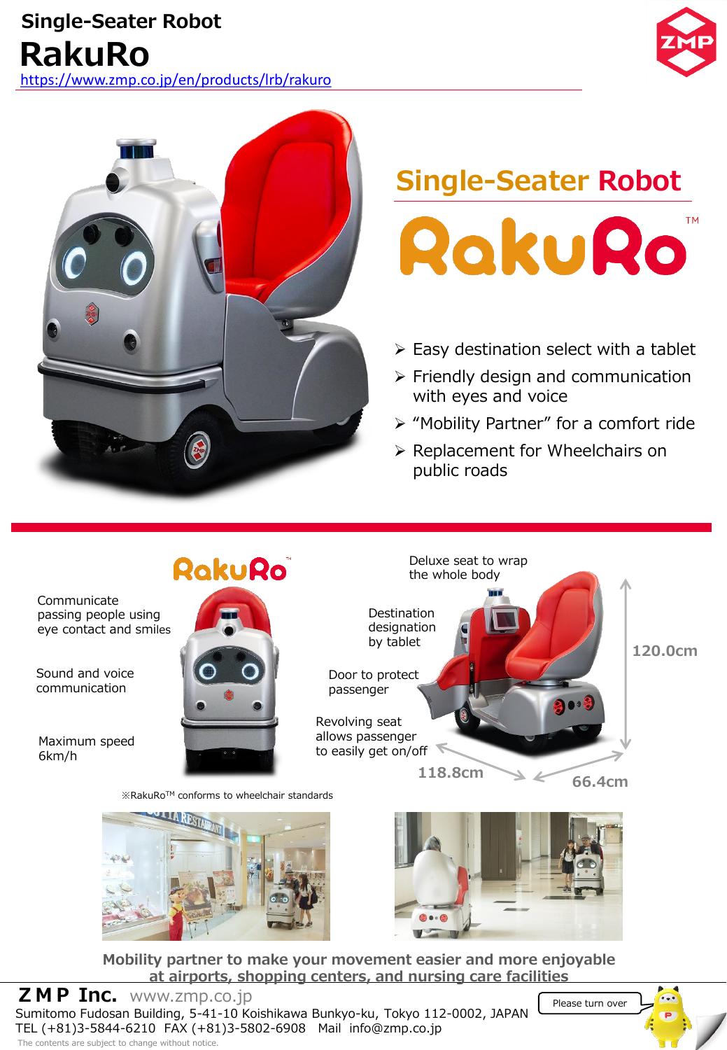# Single-Seater Robot
# RakuRo

https://www.zmp.co.jp/en/products/lrb/rakuro

ZMP

## Single-Seater Robot

## RakuRo™

- Easy destination select with a tablet
- Friendly design and communication with eyes and voice
- "Mobility Partner" for a comfort ride
- Replacement for Wheelchairs on public roads

RakuRo™

Communicate passing people using eye contact and smiles

Sound and voice communication

Maximum speed 6km/h

Deluxe seat to wrap the whole body

Destination designation by tablet

Door to protect passenger

Revolving seat allows passenger to easily get on/off

120.0cm

118.8cm

66.4cm

※RakuRo™ conforms to wheelchair standards

**Mobility partner to make your movement easier and more enjoyable at airports, shopping centers, and nursing care facilities**

**ZMP Inc.** www.zmp.co.jp

Sumitomo Fudosan Building, 5-41-10 Koishikawa Bunkyo-ku, Tokyo 112-0002, JAPAN

TEL (+81)3-5844-6210 FAX (+81)3-5802-6908 Mail info@zmp.co.jp

The contents are subject to change without notice.

Please turn over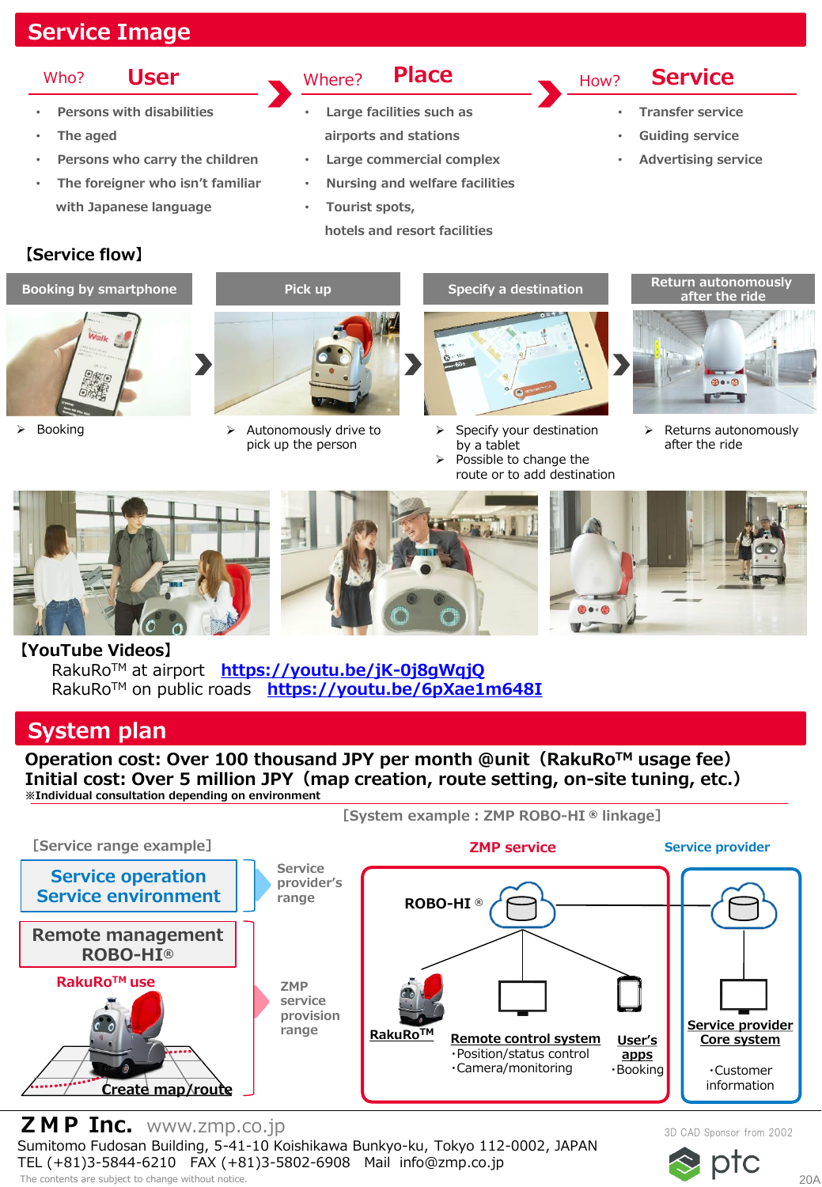## Service Image

**Who? User**

- Persons with disabilities
- The aged
- Persons who carry the children
- The foreigner who isn't familiar with Japanese language

**Where? Place**

- Large facilities such as airports and stations
- Large commercial complex
- Nursing and welfare facilities
- Tourist spots, hotels and resort facilities

**How? Service**

- Transfer service
- Guiding service
- Advertising service

### 【Service flow】

**Booking by smartphone**
- Booking

**Pick up**
- Autonomously drive to pick up the person

**Specify a destination**
- Specify your destination by a tablet
- Possible to change the route or to add destination

**Return autonomously after the ride**
- Returns autonomously after the ride

### 【YouTube Videos】

RakuRo™ at airport https://youtu.be/jK-0j8gWqjQ
RakuRo™ on public roads https://youtu.be/6pXae1m648I

## System plan

**Operation cost: Over 100 thousand JPY per month @unit（RakuRo™ usage fee）**
**Initial cost: Over 5 million JPY（map creation, route setting, on-site tuning, etc.）**
※Individual consultation depending on environment

[Service range example]

- Service operation / Service environment — Service provider's range
- Remote management ROBO-HI®, RakuRo™ use, Create map/route — ZMP service provision range

[System example : ZMP ROBO-HI ® linkage]

**ZMP service**
- ROBO-HI ®
- RakuRo™
- Remote control system
  - ・Position/status control
  - ・Camera/monitoring
- User's apps
  - ・Booking

**Service provider**
- Service provider Core system
  - ・Customer information

**ZMP Inc.** www.zmp.co.jp
Sumitomo Fudosan Building, 5-41-10 Koishikawa Bunkyo-ku, Tokyo 112-0002, JAPAN
TEL (+81)3-5844-6210 FAX (+81)3-5802-6908 Mail info@zmp.co.jp
The contents are subject to change without notice.

3D CAD Sponsor from 2002
ptc